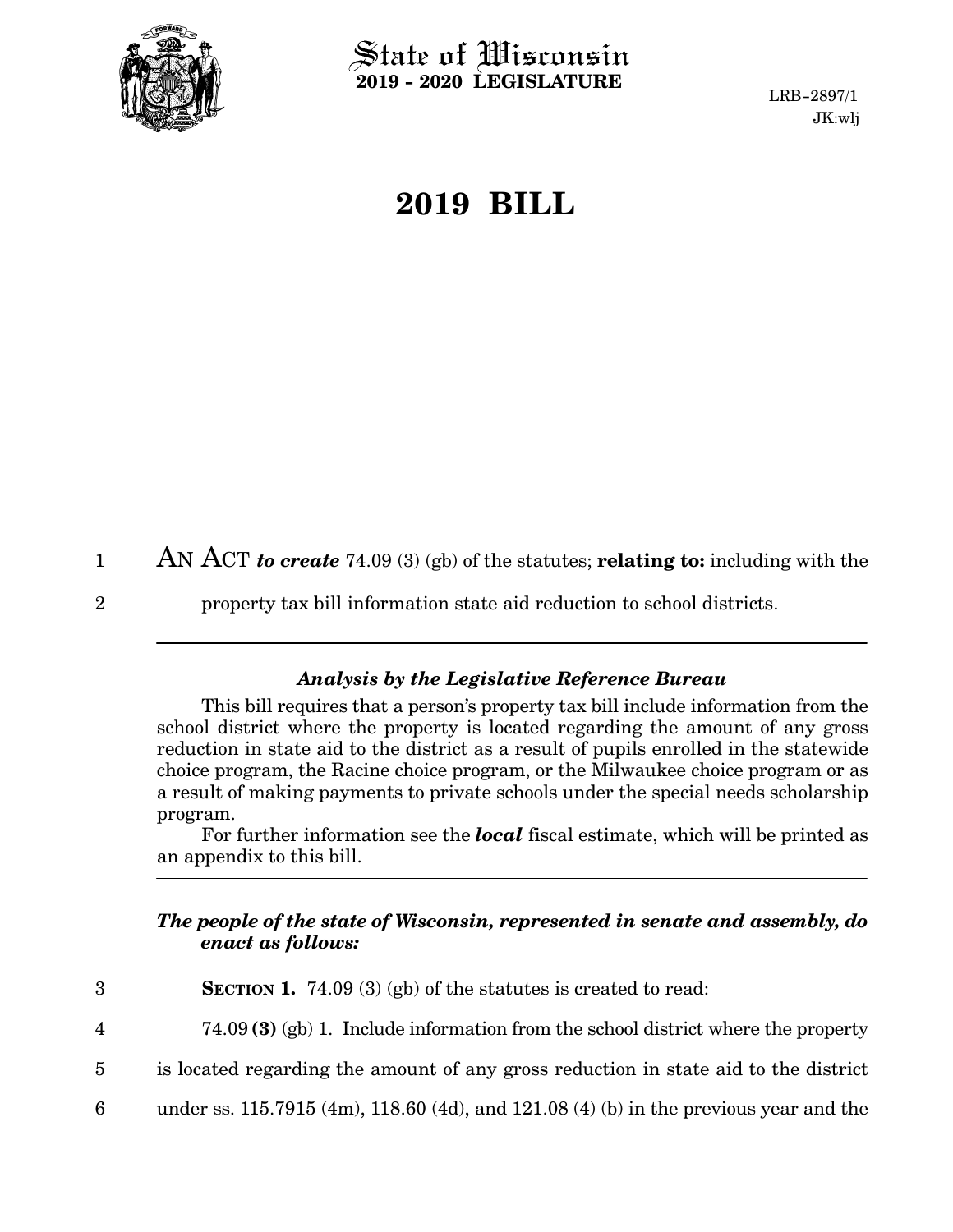State of Wisconsin
**2019 - 2020 LEGISLATURE**

LRB-2897/1
JK:wlj

# 2019 BILL

AN ACT *to create* 74.09 (3) (gb) of the statutes; **relating to:** including with the property tax bill information state aid reduction to school districts.

---

### *Analysis by the Legislative Reference Bureau*

This bill requires that a person's property tax bill include information from the school district where the property is located regarding the amount of any gross reduction in state aid to the district as a result of pupils enrolled in the statewide choice program, the Racine choice program, or the Milwaukee choice program or as a result of making payments to private schools under the special needs scholarship program.

For further information see the ***local*** fiscal estimate, which will be printed as an appendix to this bill.

---

***The people of the state of Wisconsin, represented in senate and assembly, do enact as follows:***

**SECTION 1.** 74.09 (3) (gb) of the statutes is created to read:

74.09 **(3)** (gb) 1. Include information from the school district where the property is located regarding the amount of any gross reduction in state aid to the district under ss. 115.7915 (4m), 118.60 (4d), and 121.08 (4) (b) in the previous year and the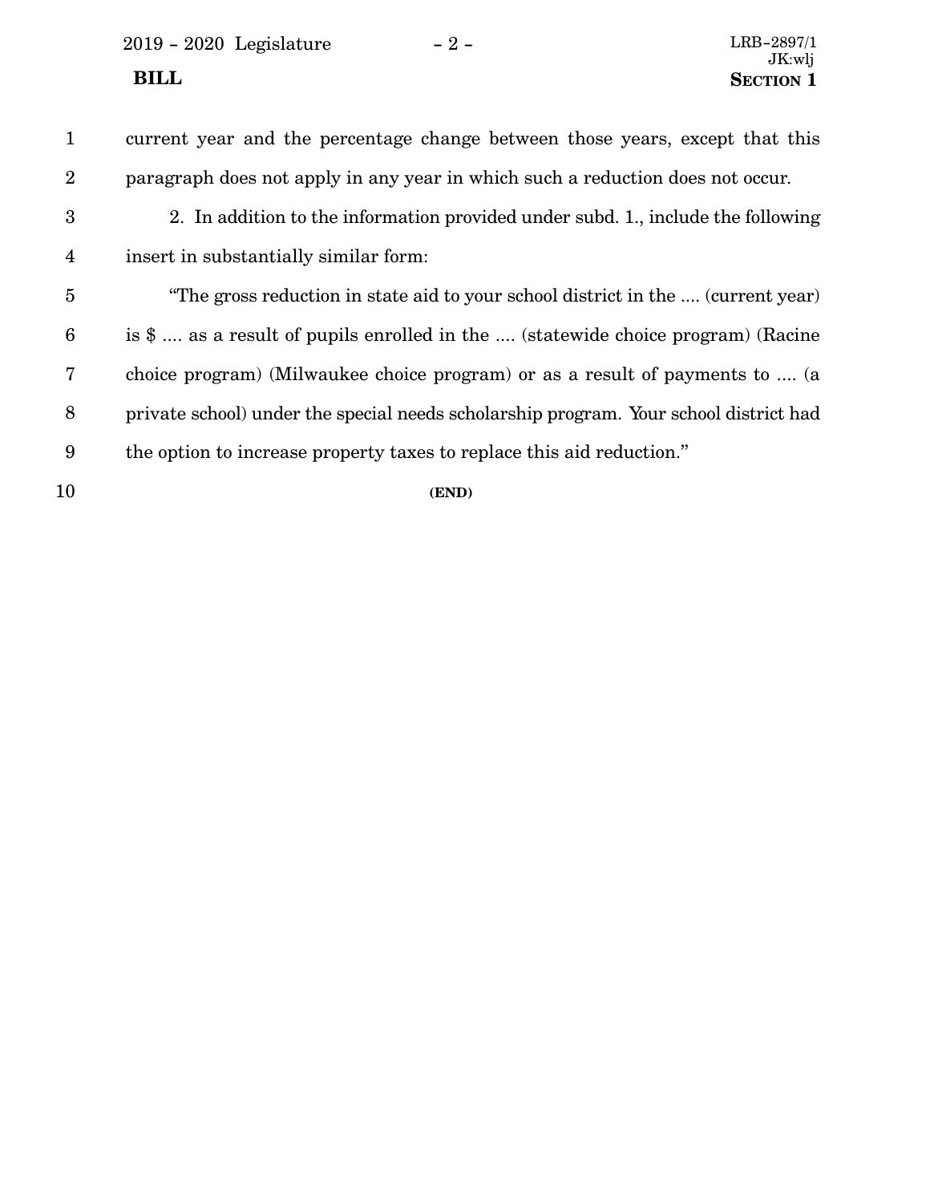current year and the percentage change between those years, except that this paragraph does not apply in any year in which such a reduction does not occur.

2. In addition to the information provided under subd. 1., include the following insert in substantially similar form:

"The gross reduction in state aid to your school district in the .... (current year) is $ .... as a result of pupils enrolled in the .... (statewide choice program) (Racine choice program) (Milwaukee choice program) or as a result of payments to .... (a private school) under the special needs scholarship program. Your school district had the option to increase property taxes to replace this aid reduction."

**(END)**